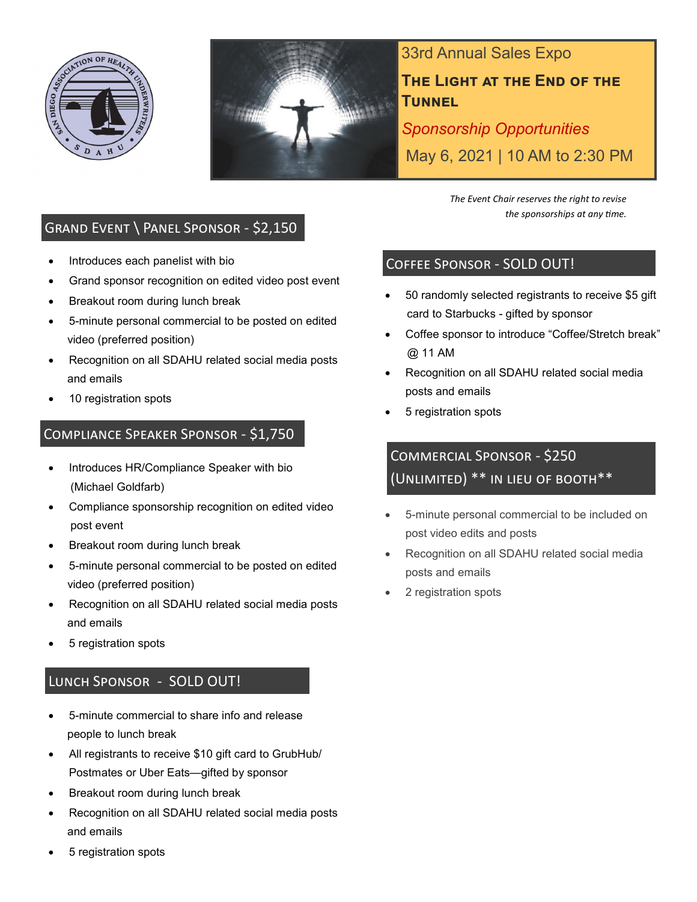33rd Annual Sales Expo

# The Light at the End of the Tunnel

*Sponsorship Opportunities*

May 6, 2021 | 10 AM to 2:30 PM

*The Event Chair reserves the right to revise the sponsorships at any time.*

## Grand Event \ Panel Sponsor - $2,150

- Introduces each panelist with bio
- Grand sponsor recognition on edited video post event
- Breakout room during lunch break
- 5-minute personal commercial to be posted on edited video (preferred position)
- Recognition on all SDAHU related social media posts and emails
- 10 registration spots

## Compliance Speaker Sponsor - $1,750

- Introduces HR/Compliance Speaker with bio (Michael Goldfarb)
- Compliance sponsorship recognition on edited video post event
- Breakout room during lunch break
- 5-minute personal commercial to be posted on edited video (preferred position)
- Recognition on all SDAHU related social media posts and emails
- 5 registration spots

## Lunch Sponsor - SOLD OUT!

- 5-minute commercial to share info and release people to lunch break
- All registrants to receive $10 gift card to GrubHub/ Postmates or Uber Eats—gifted by sponsor
- Breakout room during lunch break
- Recognition on all SDAHU related social media posts and emails
- 5 registration spots

## Coffee Sponsor - SOLD OUT!

- 50 randomly selected registrants to receive $5 gift card to Starbucks - gifted by sponsor
- Coffee sponsor to introduce "Coffee/Stretch break" @ 11 AM
- Recognition on all SDAHU related social media posts and emails
- 5 registration spots

## Commercial Sponsor - $250 (Unlimited) ** in lieu of booth**

- 5-minute personal commercial to be included on post video edits and posts
- Recognition on all SDAHU related social media posts and emails
- 2 registration spots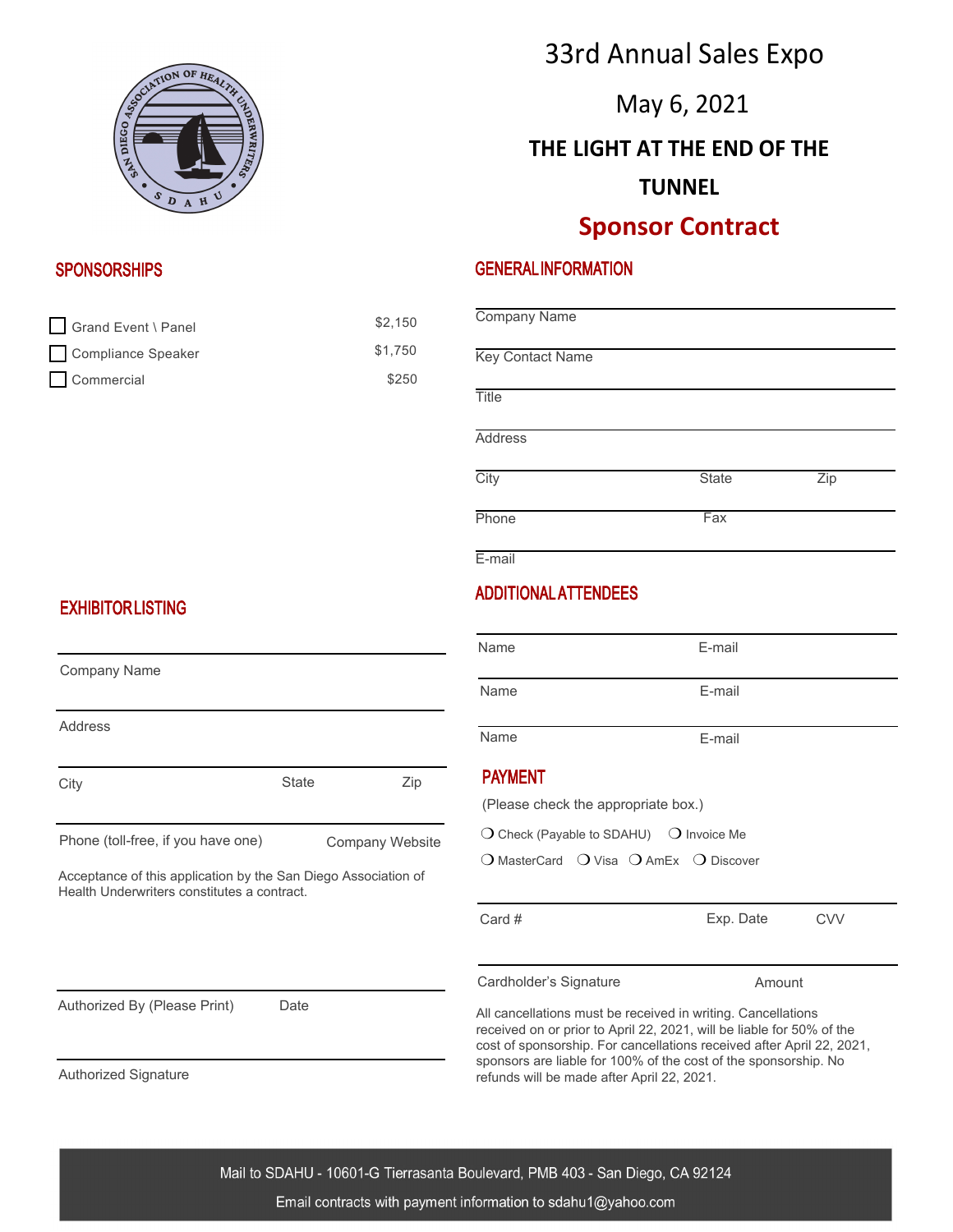# 33rd Annual Sales Expo

May 6, 2021

**THE LIGHT AT THE END OF THE TUNNEL**

## Sponsor Contract

### SPONSORSHIPS

- ☐ Grand Event \ Panel — $2,150
- ☐ Compliance Speaker — $1,750
- ☐ Commercial — $250

### GENERAL INFORMATION

Company Name

Key Contact Name

Title

Address

City State Zip

Phone Fax

E-mail

### EXHIBITOR LISTING

Company Name

Address

City State Zip

Phone (toll-free, if you have one) Company Website

Acceptance of this application by the San Diego Association of Health Underwriters constitutes a contract.

Authorized By (Please Print) Date

Authorized Signature

### ADDITIONAL ATTENDEES

Name E-mail

Name E-mail

Name E-mail

### PAYMENT

(Please check the appropriate box.)

❍ Check (Payable to SDAHU) ❍ Invoice Me

❍ MasterCard ❍ Visa ❍ AmEx ❍ Discover

Card # Exp. Date CVV

Cardholder's Signature Amount

All cancellations must be received in writing. Cancellations received on or prior to April 22, 2021, will be liable for 50% of the cost of sponsorship. For cancellations received after April 22, 2021, sponsors are liable for 100% of the cost of the sponsorship. No refunds will be made after April 22, 2021.

Mail to SDAHU - 10601-G Tierrasanta Boulevard, PMB 403 - San Diego, CA 92124

Email contracts with payment information to sdahu1@yahoo.com